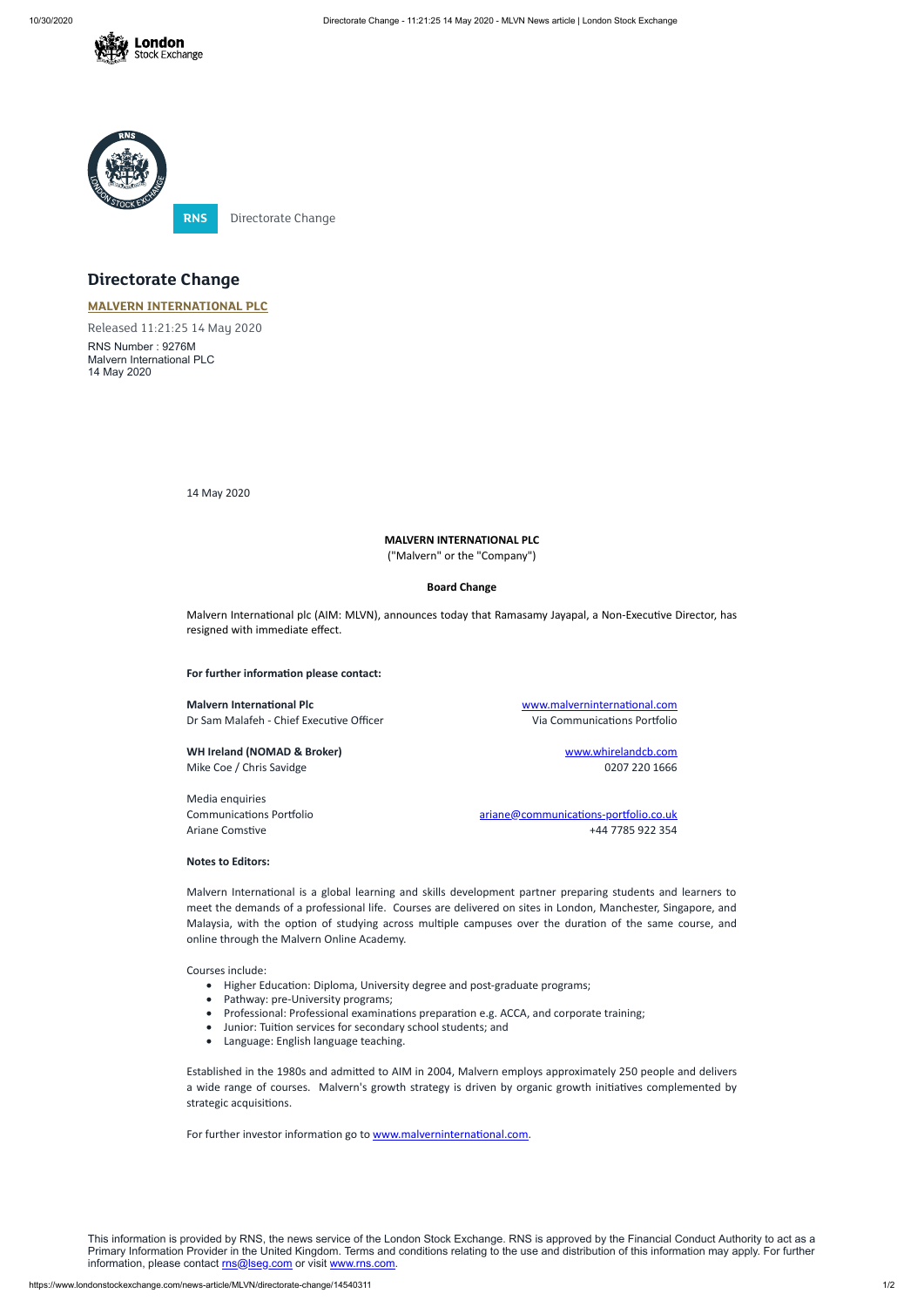RNS Directorate Change

# Directorate Change

**MALVERN INTERNATIONAL PLC**

Released 11:21:25 14 May 2020

RNS Number : 9276M
Malvern International PLC
14 May 2020

14 May 2020

**MALVERN INTERNATIONAL PLC**
("Malvern" or the "Company")

**Board Change**

Malvern International plc (AIM: MLVN), announces today that Ramasamy Jayapal, a Non-Executive Director, has resigned with immediate effect.

**For further information please contact:**

| | |
|---|---|
| **Malvern International Plc** | www.malverninternational.com |
| Dr Sam Malafeh - Chief Executive Officer | Via Communications Portfolio |
| | |
| **WH Ireland (NOMAD & Broker)** | www.whirelandcb.com |
| Mike Coe / Chris Savidge | 0207 220 1666 |
| | |
| Media enquiries | |
| Communications Portfolio | ariane@communications-portfolio.co.uk |
| Ariane Comstive | +44 7785 922 354 |

**Notes to Editors:**

Malvern International is a global learning and skills development partner preparing students and learners to meet the demands of a professional life. Courses are delivered on sites in London, Manchester, Singapore, and Malaysia, with the option of studying across multiple campuses over the duration of the same course, and online through the Malvern Online Academy.

Courses include:

- Higher Education: Diploma, University degree and post-graduate programs;
- Pathway: pre-University programs;
- Professional: Professional examinations preparation e.g. ACCA, and corporate training;
- Junior: Tuition services for secondary school students; and
- Language: English language teaching.

Established in the 1980s and admitted to AIM in 2004, Malvern employs approximately 250 people and delivers a wide range of courses. Malvern's growth strategy is driven by organic growth initiatives complemented by strategic acquisitions.

For further investor information go to www.malverninternational.com.

This information is provided by RNS, the news service of the London Stock Exchange. RNS is approved by the Financial Conduct Authority to act as a Primary Information Provider in the United Kingdom. Terms and conditions relating to the use and distribution of this information may apply. For further information, please contact rns@lseg.com or visit www.rns.com.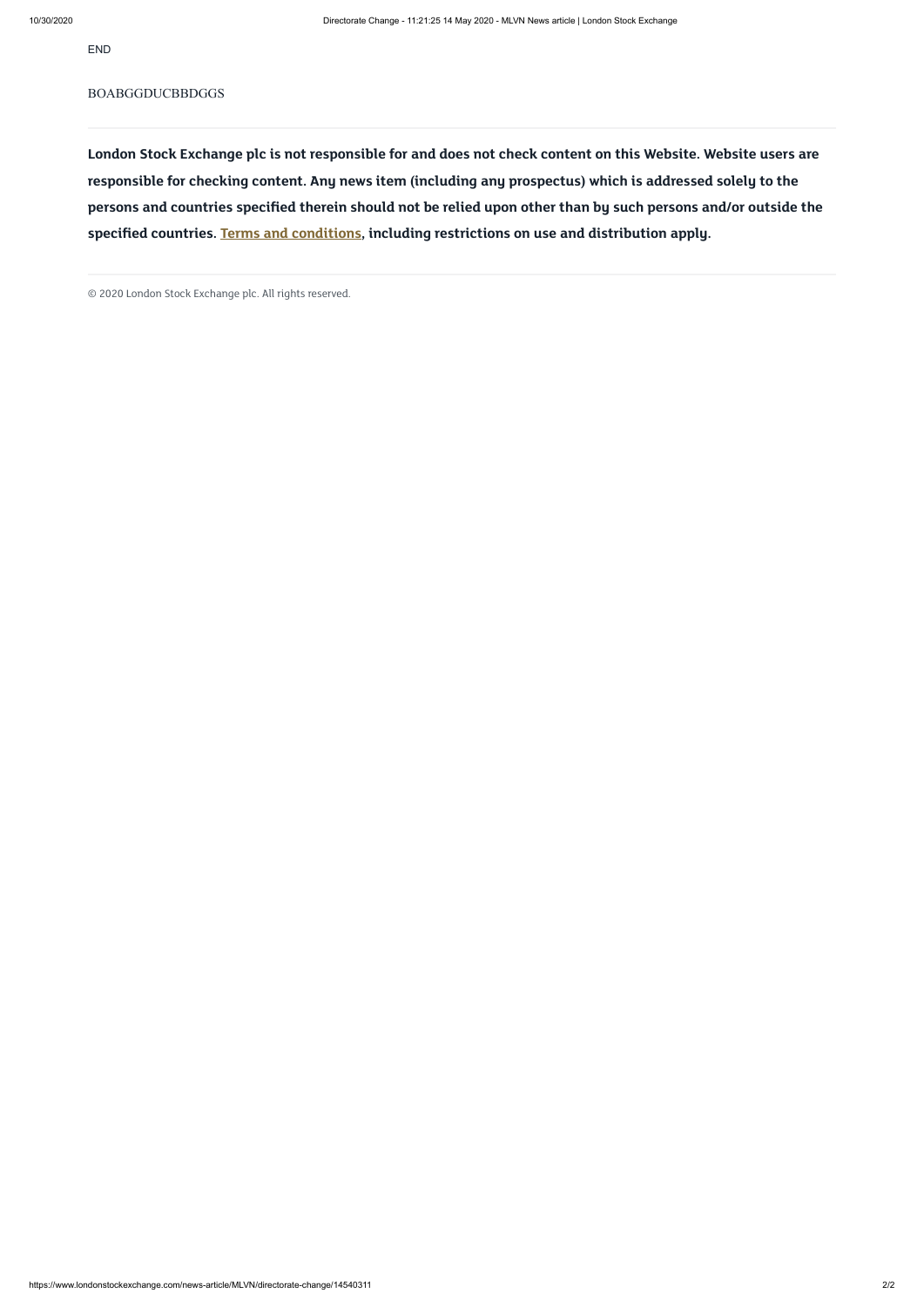END

BOABGGDUCBBDGGS

**London Stock Exchange plc is not responsible for and does not check content on this Website. Website users are responsible for checking content. Any news item (including any prospectus) which is addressed solely to the persons and countries specified therein should not be relied upon other than by such persons and/or outside the specified countries. Terms and conditions, including restrictions on use and distribution apply.**

© 2020 London Stock Exchange plc. All rights reserved.